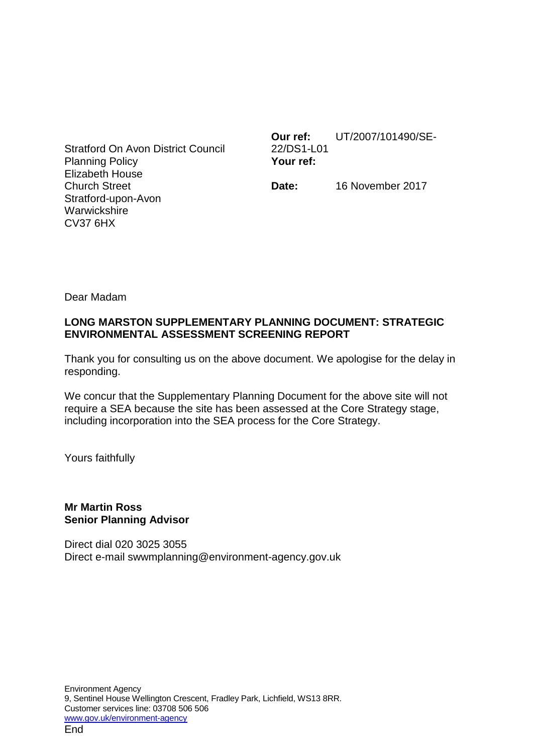Stratford On Avon District Council
Planning Policy
Elizabeth House
Church Street
Stratford-upon-Avon
Warwickshire
CV37 6HX

**Our ref:** UT/2007/101490/SE-22/DS1-L01
**Your ref:**

**Date:** 16 November 2017

Dear Madam

**LONG MARSTON SUPPLEMENTARY PLANNING DOCUMENT: STRATEGIC ENVIRONMENTAL ASSESSMENT SCREENING REPORT**

Thank you for consulting us on the above document. We apologise for the delay in responding.

We concur that the Supplementary Planning Document for the above site will not require a SEA because the site has been assessed at the Core Strategy stage, including incorporation into the SEA process for the Core Strategy.

Yours faithfully

**Mr Martin Ross**
**Senior Planning Advisor**

Direct dial 020 3025 3055
Direct e-mail swwmplanning@environment-agency.gov.uk

Environment Agency
9, Sentinel House Wellington Crescent, Fradley Park, Lichfield, WS13 8RR.
Customer services line: 03708 506 506
www.gov.uk/environment-agency
End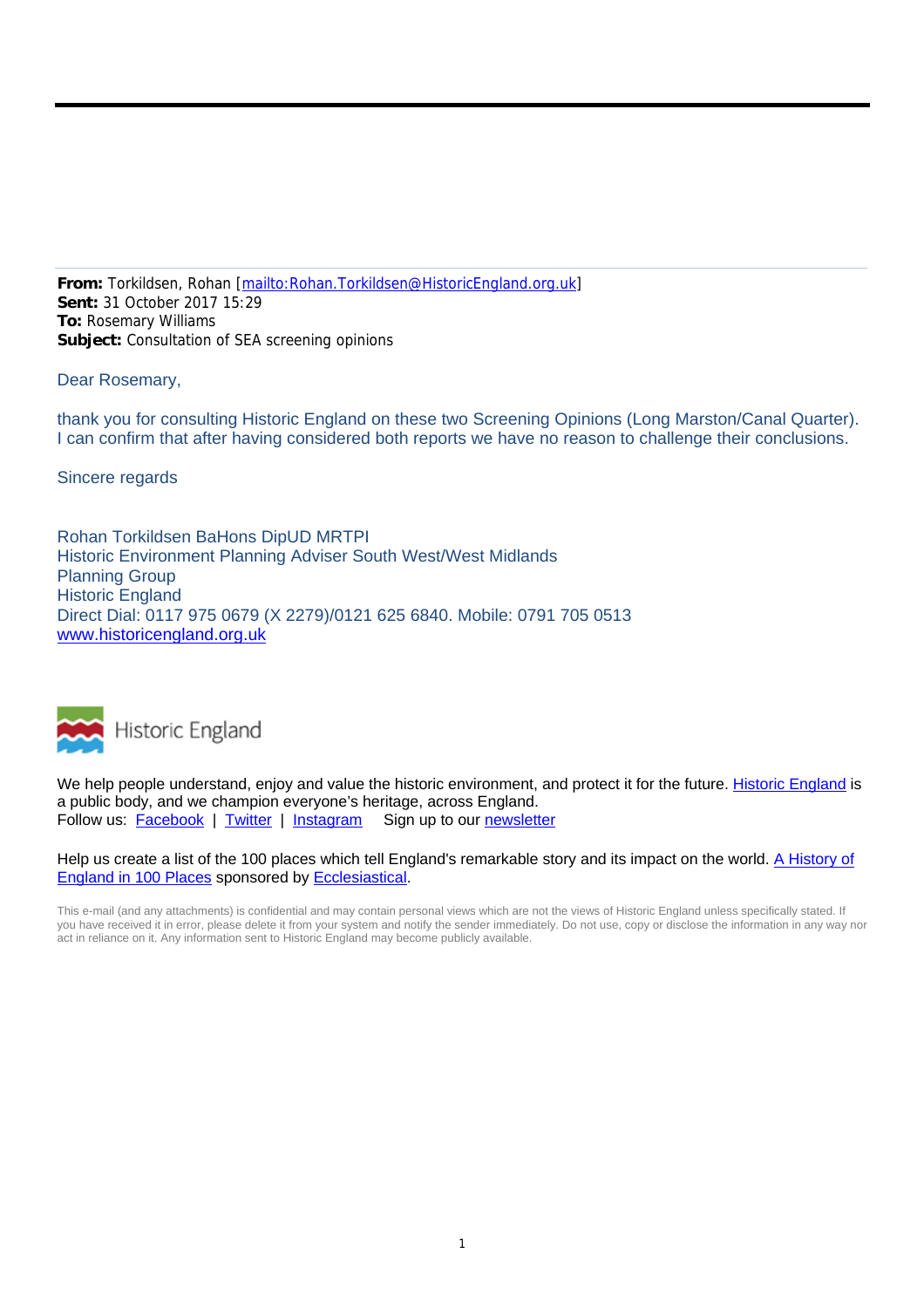**From:** Torkildsen, Rohan [mailto:Rohan.Torkildsen@HistoricEngland.org.uk]
**Sent:** 31 October 2017 15:29
**To:** Rosemary Williams
**Subject:** Consultation of SEA screening opinions

Dear Rosemary,

thank you for consulting Historic England on these two Screening Opinions (Long Marston/Canal Quarter). I can confirm that after having considered both reports we have no reason to challenge their conclusions.

Sincere regards

Rohan Torkildsen BaHons DipUD MRTPI
Historic Environment Planning Adviser South West/West Midlands
Planning Group
Historic England
Direct Dial: 0117 975 0679 (X 2279)/0121 625 6840. Mobile: 0791 705 0513
www.historicengland.org.uk

Historic England

We help people understand, enjoy and value the historic environment, and protect it for the future. Historic England is a public body, and we champion everyone's heritage, across England.
Follow us: Facebook | Twitter | Instagram   Sign up to our newsletter

Help us create a list of the 100 places which tell England's remarkable story and its impact on the world. A History of England in 100 Places sponsored by Ecclesiastical.

This e-mail (and any attachments) is confidential and may contain personal views which are not the views of Historic England unless specifically stated. If you have received it in error, please delete it from your system and notify the sender immediately. Do not use, copy or disclose the information in any way nor act in reliance on it. Any information sent to Historic England may become publicly available.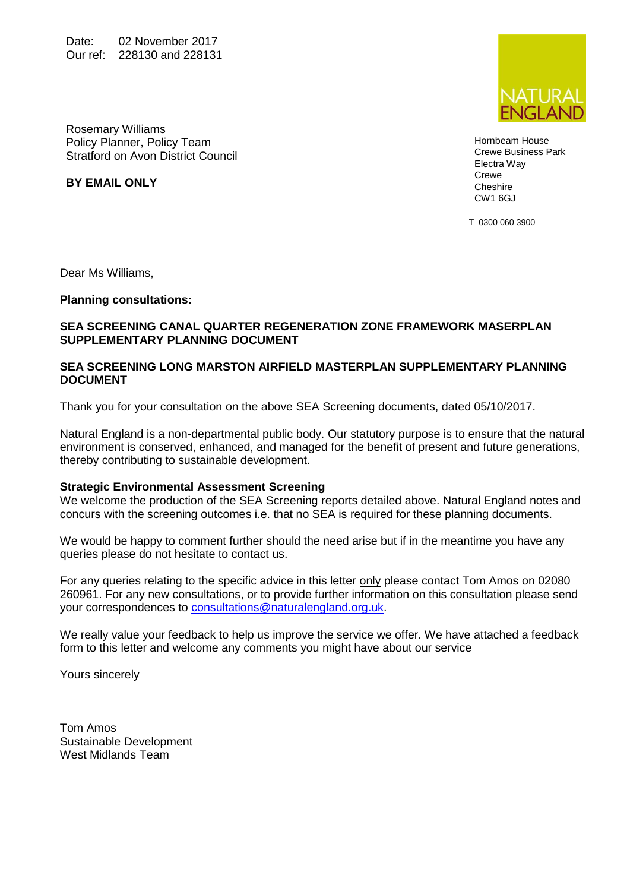Date: 02 November 2017
Our ref: 228130 and 228131

Rosemary Williams
Policy Planner, Policy Team
Stratford on Avon District Council

**BY EMAIL ONLY**

NATURAL ENGLAND

Hornbeam House
Crewe Business Park
Electra Way
Crewe
Cheshire
CW1 6GJ

T 0300 060 3900

Dear Ms Williams,

**Planning consultations:**

**SEA SCREENING CANAL QUARTER REGENERATION ZONE FRAMEWORK MASERPLAN SUPPLEMENTARY PLANNING DOCUMENT**

**SEA SCREENING LONG MARSTON AIRFIELD MASTERPLAN SUPPLEMENTARY PLANNING DOCUMENT**

Thank you for your consultation on the above SEA Screening documents, dated 05/10/2017.

Natural England is a non-departmental public body. Our statutory purpose is to ensure that the natural environment is conserved, enhanced, and managed for the benefit of present and future generations, thereby contributing to sustainable development.

**Strategic Environmental Assessment Screening**

We welcome the production of the SEA Screening reports detailed above. Natural England notes and concurs with the screening outcomes i.e. that no SEA is required for these planning documents.

We would be happy to comment further should the need arise but if in the meantime you have any queries please do not hesitate to contact us.

For any queries relating to the specific advice in this letter only please contact Tom Amos on 02080 260961. For any new consultations, or to provide further information on this consultation please send your correspondences to consultations@naturalengland.org.uk.

We really value your feedback to help us improve the service we offer. We have attached a feedback form to this letter and welcome any comments you might have about our service

Yours sincerely

Tom Amos
Sustainable Development
West Midlands Team